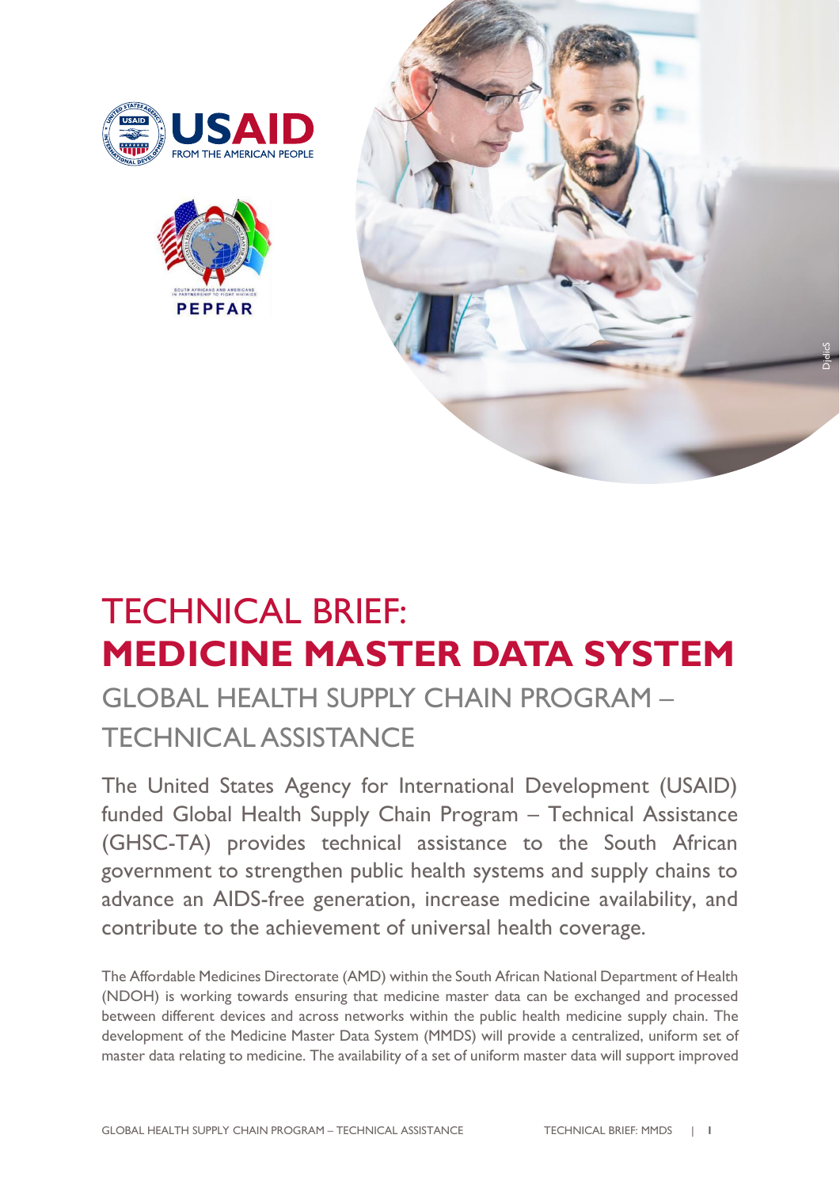# TECHNICAL BRIEF: **MEDICINE MASTER DATA SYSTEM**

## GLOBAL HEALTH SUPPLY CHAIN PROGRAM – TECHNICAL ASSISTANCE

The United States Agency for International Development (USAID) funded Global Health Supply Chain Program – Technical Assistance (GHSC-TA) provides technical assistance to the South African government to strengthen public health systems and supply chains to advance an AIDS-free generation, increase medicine availability, and contribute to the achievement of universal health coverage.

The Affordable Medicines Directorate (AMD) within the South African National Department of Health (NDOH) is working towards ensuring that medicine master data can be exchanged and processed between different devices and across networks within the public health medicine supply chain. The development of the Medicine Master Data System (MMDS) will provide a centralized, uniform set of master data relating to medicine. The availability of a set of uniform master data will support improved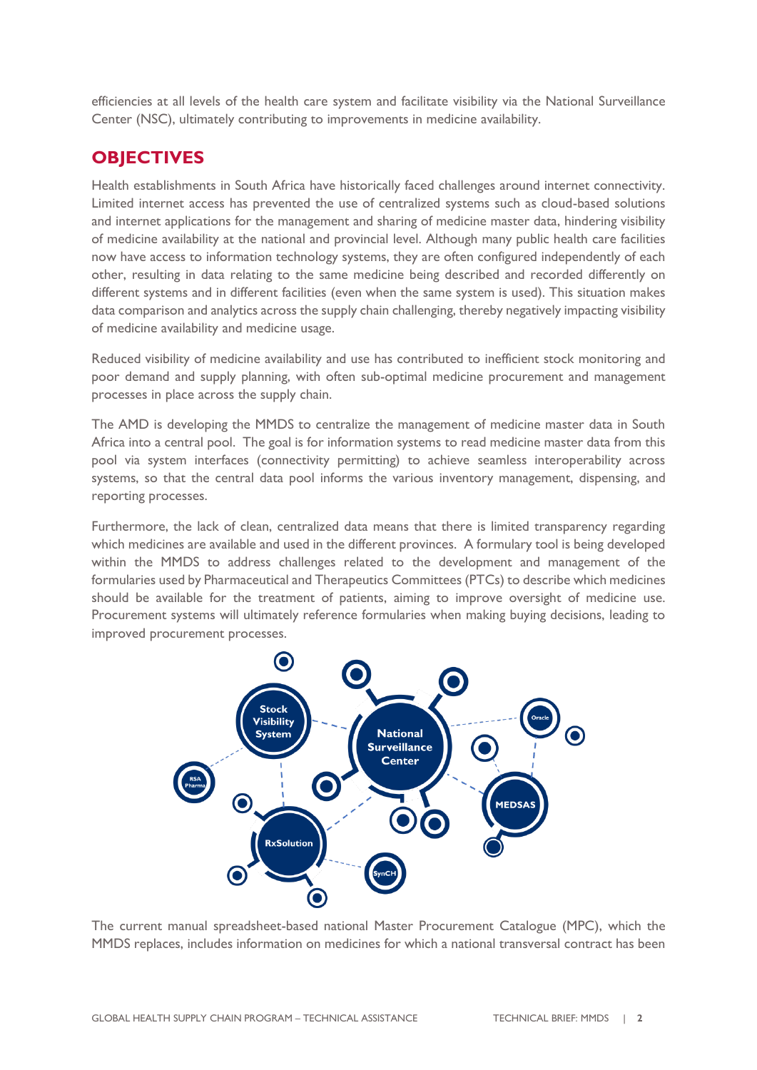efficiencies at all levels of the health care system and facilitate visibility via the National Surveillance Center (NSC), ultimately contributing to improvements in medicine availability.

## OBJECTIVES

Health establishments in South Africa have historically faced challenges around internet connectivity. Limited internet access has prevented the use of centralized systems such as cloud-based solutions and internet applications for the management and sharing of medicine master data, hindering visibility of medicine availability at the national and provincial level. Although many public health care facilities now have access to information technology systems, they are often configured independently of each other, resulting in data relating to the same medicine being described and recorded differently on different systems and in different facilities (even when the same system is used). This situation makes data comparison and analytics across the supply chain challenging, thereby negatively impacting visibility of medicine availability and medicine usage.

Reduced visibility of medicine availability and use has contributed to inefficient stock monitoring and poor demand and supply planning, with often sub-optimal medicine procurement and management processes in place across the supply chain.

The AMD is developing the MMDS to centralize the management of medicine master data in South Africa into a central pool. The goal is for information systems to read medicine master data from this pool via system interfaces (connectivity permitting) to achieve seamless interoperability across systems, so that the central data pool informs the various inventory management, dispensing, and reporting processes.

Furthermore, the lack of clean, centralized data means that there is limited transparency regarding which medicines are available and used in the different provinces. A formulary tool is being developed within the MMDS to address challenges related to the development and management of the formularies used by Pharmaceutical and Therapeutics Committees (PTCs) to describe which medicines should be available for the treatment of patients, aiming to improve oversight of medicine use. Procurement systems will ultimately reference formularies when making buying decisions, leading to improved procurement processes.

The current manual spreadsheet-based national Master Procurement Catalogue (MPC), which the MMDS replaces, includes information on medicines for which a national transversal contract has been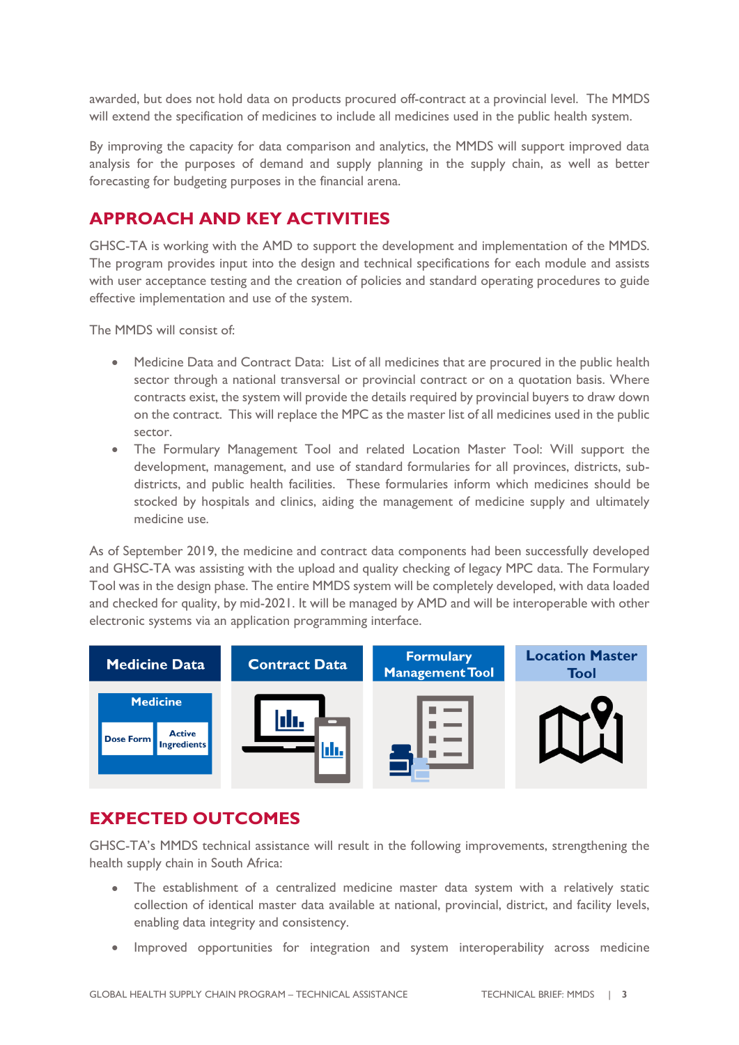awarded, but does not hold data on products procured off-contract at a provincial level. The MMDS will extend the specification of medicines to include all medicines used in the public health system.

By improving the capacity for data comparison and analytics, the MMDS will support improved data analysis for the purposes of demand and supply planning in the supply chain, as well as better forecasting for budgeting purposes in the financial arena.

## APPROACH AND KEY ACTIVITIES

GHSC-TA is working with the AMD to support the development and implementation of the MMDS. The program provides input into the design and technical specifications for each module and assists with user acceptance testing and the creation of policies and standard operating procedures to guide effective implementation and use of the system.

The MMDS will consist of:

- Medicine Data and Contract Data: List of all medicines that are procured in the public health sector through a national transversal or provincial contract or on a quotation basis. Where contracts exist, the system will provide the details required by provincial buyers to draw down on the contract. This will replace the MPC as the master list of all medicines used in the public sector.
- The Formulary Management Tool and related Location Master Tool: Will support the development, management, and use of standard formularies for all provinces, districts, sub-districts, and public health facilities. These formularies inform which medicines should be stocked by hospitals and clinics, aiding the management of medicine supply and ultimately medicine use.

As of September 2019, the medicine and contract data components had been successfully developed and GHSC-TA was assisting with the upload and quality checking of legacy MPC data. The Formulary Tool was in the design phase. The entire MMDS system will be completely developed, with data loaded and checked for quality, by mid-2021. It will be managed by AMD and will be interoperable with other electronic systems via an application programming interface.

| Medicine Data | Contract Data | Formulary Management Tool | Location Master Tool |
|---|---|---|---|
| Medicine: Dose Form, Active Ingredients | | | |

## EXPECTED OUTCOMES

GHSC-TA's MMDS technical assistance will result in the following improvements, strengthening the health supply chain in South Africa:

- The establishment of a centralized medicine master data system with a relatively static collection of identical master data available at national, provincial, district, and facility levels, enabling data integrity and consistency.
- Improved opportunities for integration and system interoperability across medicine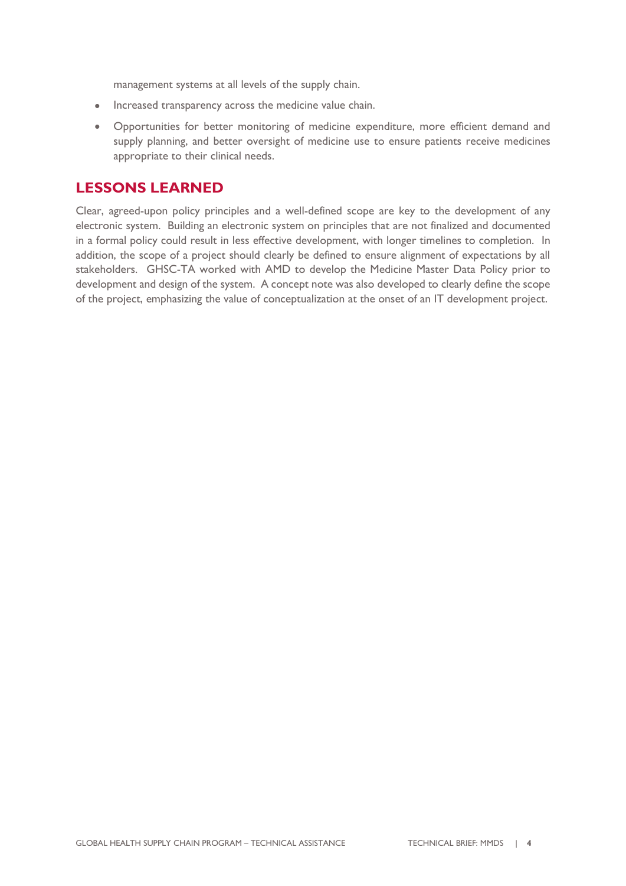management systems at all levels of the supply chain.

- Increased transparency across the medicine value chain.
- Opportunities for better monitoring of medicine expenditure, more efficient demand and supply planning, and better oversight of medicine use to ensure patients receive medicines appropriate to their clinical needs.

## LESSONS LEARNED

Clear, agreed-upon policy principles and a well-defined scope are key to the development of any electronic system. Building an electronic system on principles that are not finalized and documented in a formal policy could result in less effective development, with longer timelines to completion. In addition, the scope of a project should clearly be defined to ensure alignment of expectations by all stakeholders. GHSC-TA worked with AMD to develop the Medicine Master Data Policy prior to development and design of the system. A concept note was also developed to clearly define the scope of the project, emphasizing the value of conceptualization at the onset of an IT development project.